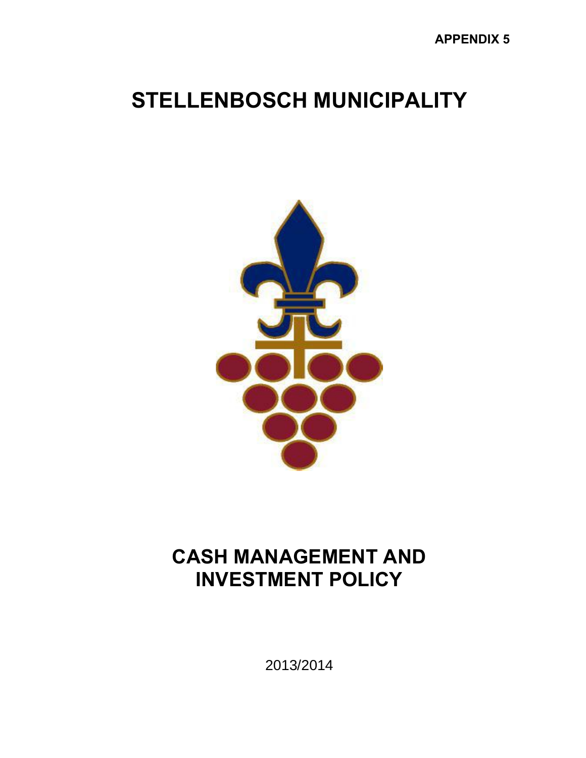APPENDIX 5

# STELLENBOSCH MUNICIPALITY

# CASH MANAGEMENT AND INVESTMENT POLICY

2013/2014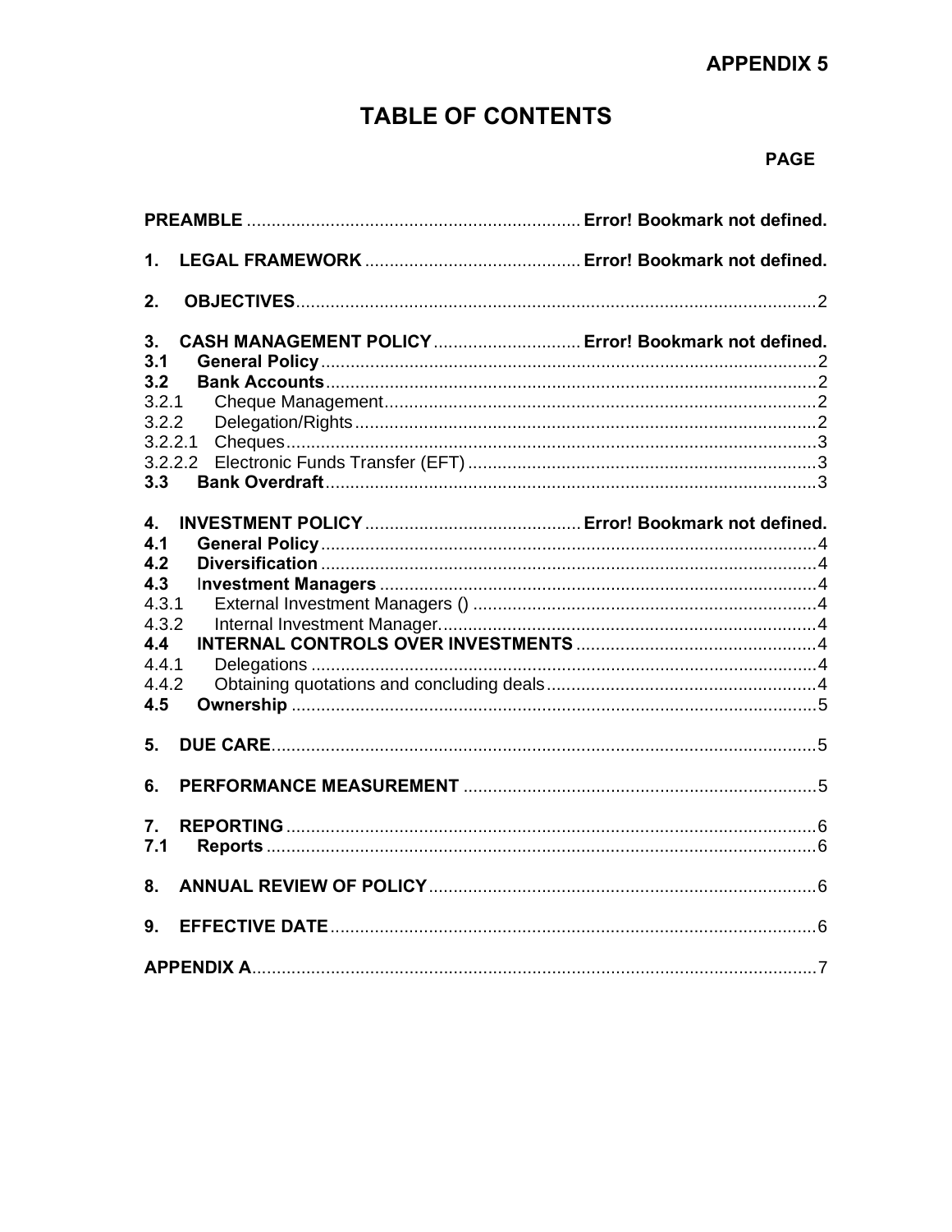**APPENDIX 5**

# TABLE OF CONTENTS

| | PAGE |
|---|---|
| **PREAMBLE** | **Error! Bookmark not defined.** |
| **1. LEGAL FRAMEWORK** | **Error! Bookmark not defined.** |
| **2. OBJECTIVES** | 2 |
| **3. CASH MANAGEMENT POLICY** | **Error! Bookmark not defined.** |
| **3.1 General Policy** | 2 |
| **3.2 Bank Accounts** | 2 |
| 3.2.1 Cheque Management | 2 |
| 3.2.2 Delegation/Rights | 2 |
| 3.2.2.1 Cheques | 3 |
| 3.2.2.2 Electronic Funds Transfer (EFT) | 3 |
| **3.3 Bank Overdraft** | 3 |
| **4. INVESTMENT POLICY** | **Error! Bookmark not defined.** |
| **4.1 General Policy** | 4 |
| **4.2 Diversification** | 4 |
| **4.3 Investment Managers** | 4 |
| 4.3.1 External Investment Managers () | 4 |
| 4.3.2 Internal Investment Manager. | 4 |
| **4.4 INTERNAL CONTROLS OVER INVESTMENTS** | 4 |
| 4.4.1 Delegations | 4 |
| 4.4.2 Obtaining quotations and concluding deals | 4 |
| **4.5 Ownership** | 5 |
| **5. DUE CARE** | 5 |
| **6. PERFORMANCE MEASUREMENT** | 5 |
| **7. REPORTING** | 6 |
| **7.1 Reports** | 6 |
| **8. ANNUAL REVIEW OF POLICY** | 6 |
| **9. EFFECTIVE DATE** | 6 |
| **APPENDIX A** | 7 |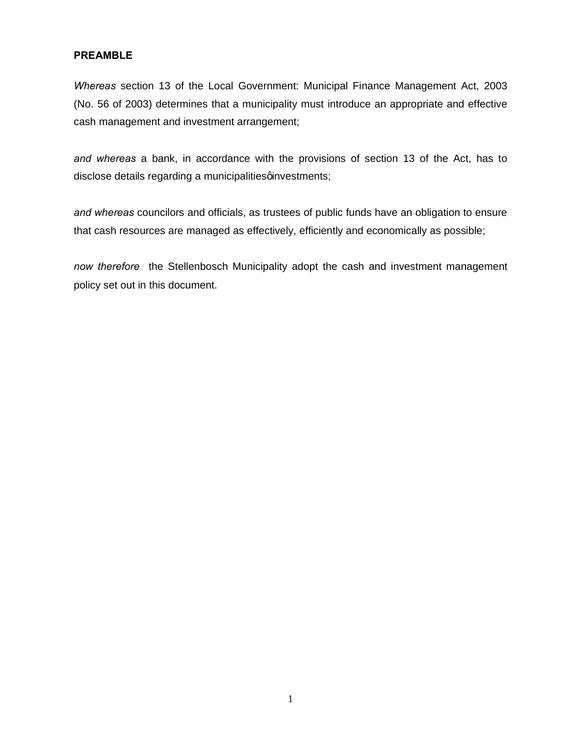**PREAMBLE**

*Whereas* section 13 of the Local Government: Municipal Finance Management Act, 2003 (No. 56 of 2003) determines that a municipality must introduce an appropriate and effective cash management and investment arrangement;

*and whereas* a bank, in accordance with the provisions of section 13 of the Act, has to disclose details regarding a municipalitiesφ investments;

*and whereas* councilors and officials, as trustees of public funds have an obligation to ensure that cash resources are managed as effectively, efficiently and economically as possible;

*now therefore* the Stellenbosch Municipality adopt the cash and investment management policy set out in this document.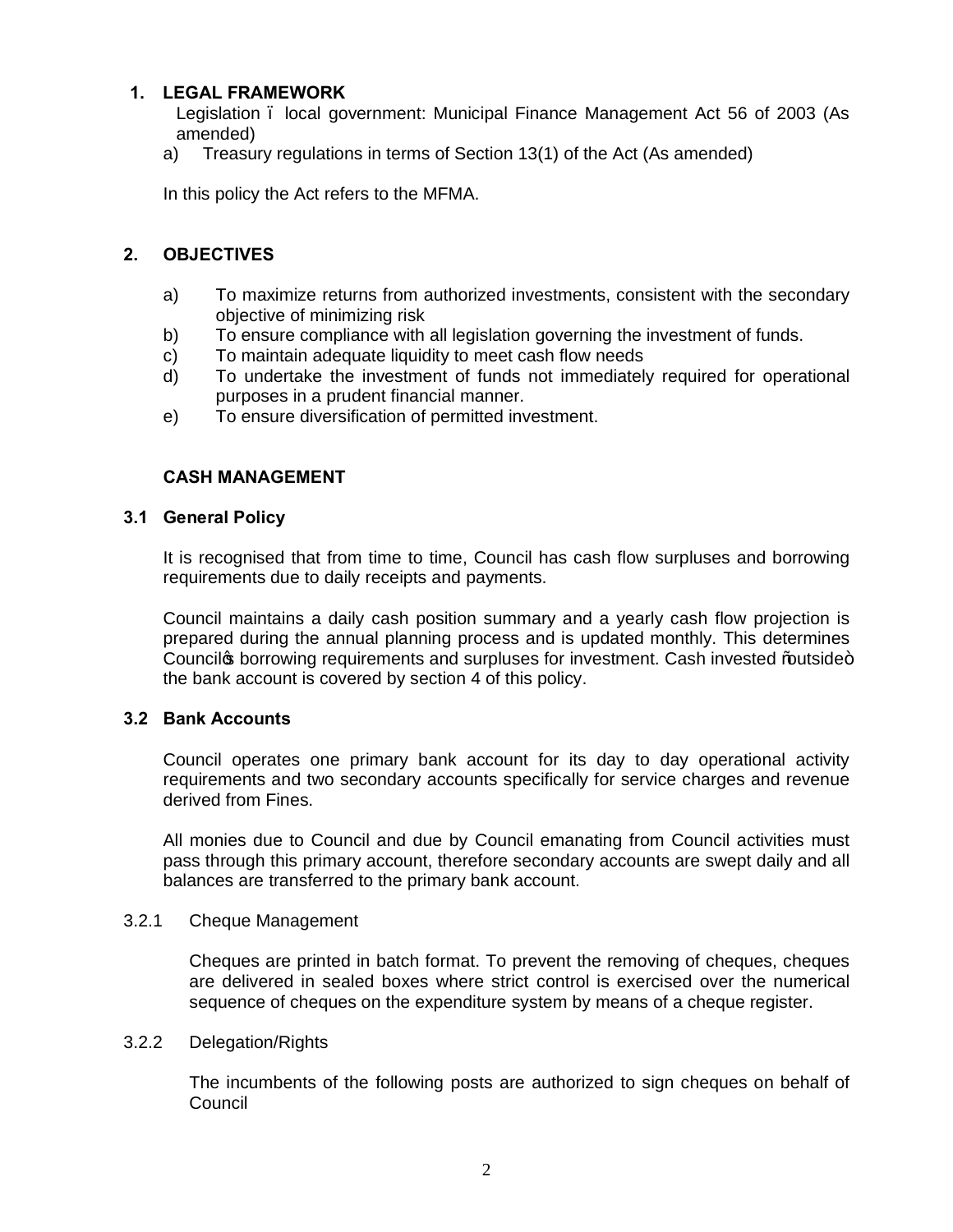## 1. LEGAL FRAMEWORK

Legislation – local government: Municipal Finance Management Act 56 of 2003 (As amended)

a) Treasury regulations in terms of Section 13(1) of the Act (As amended)

In this policy the Act refers to the MFMA.

## 2. OBJECTIVES

a) To maximize returns from authorized investments, consistent with the secondary objective of minimizing risk
b) To ensure compliance with all legislation governing the investment of funds.
c) To maintain adequate liquidity to meet cash flow needs
d) To undertake the investment of funds not immediately required for operational purposes in a prudent financial manner.
e) To ensure diversification of permitted investment.

## CASH MANAGEMENT

### 3.1 General Policy

It is recognised that from time to time, Council has cash flow surpluses and borrowing requirements due to daily receipts and payments.

Council maintains a daily cash position summary and a yearly cash flow projection is prepared during the annual planning process and is updated monthly. This determines Council's borrowing requirements and surpluses for investment. Cash invested "outside" the bank account is covered by section 4 of this policy.

### 3.2 Bank Accounts

Council operates one primary bank account for its day to day operational activity requirements and two secondary accounts specifically for service charges and revenue derived from Fines.

All monies due to Council and due by Council emanating from Council activities must pass through this primary account, therefore secondary accounts are swept daily and all balances are transferred to the primary bank account.

3.2.1 Cheque Management

Cheques are printed in batch format. To prevent the removing of cheques, cheques are delivered in sealed boxes where strict control is exercised over the numerical sequence of cheques on the expenditure system by means of a cheque register.

3.2.2 Delegation/Rights

The incumbents of the following posts are authorized to sign cheques on behalf of Council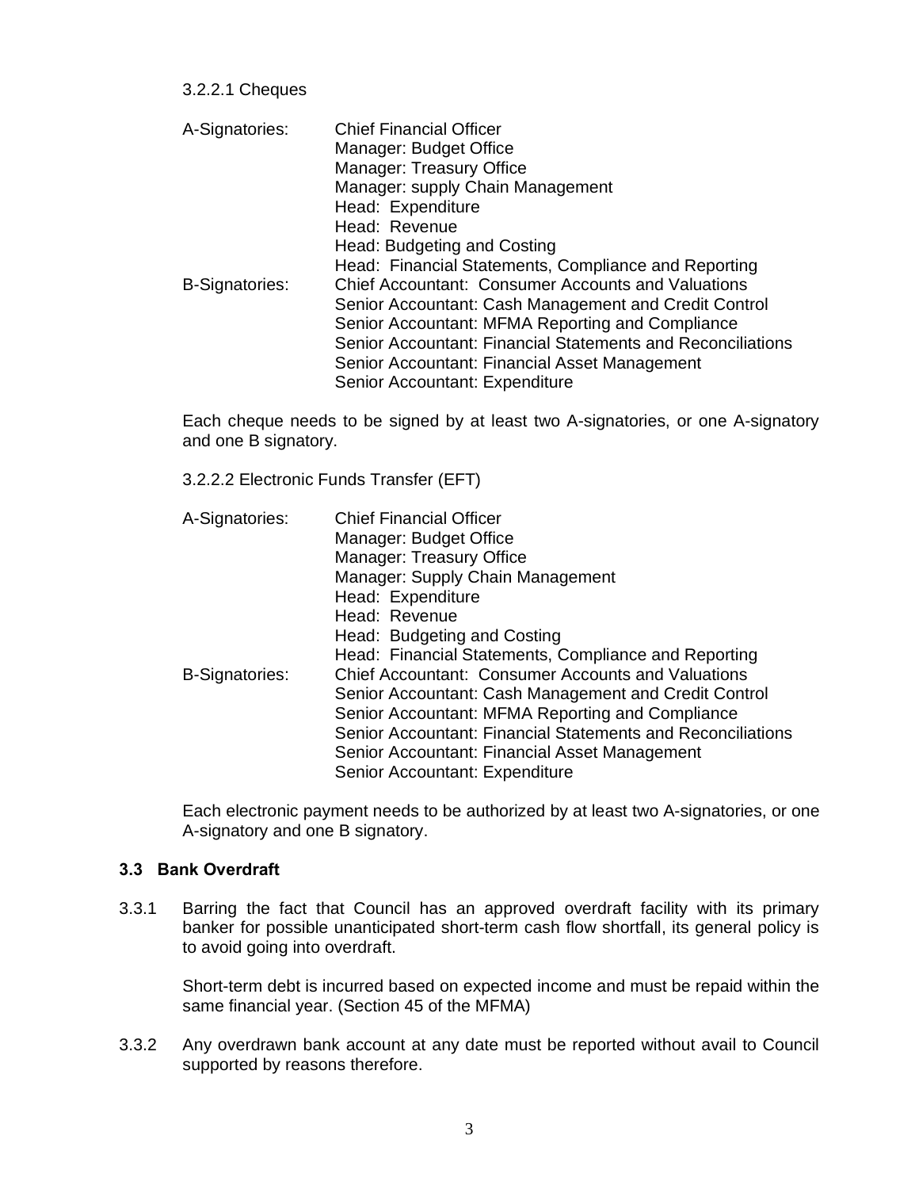3.2.2.1 Cheques

A-Signatories:
- Chief Financial Officer
- Manager: Budget Office
- Manager: Treasury Office
- Manager: supply Chain Management
- Head: Expenditure
- Head: Revenue
- Head: Budgeting and Costing
- Head: Financial Statements, Compliance and Reporting

B-Signatories:
- Chief Accountant: Consumer Accounts and Valuations
- Senior Accountant: Cash Management and Credit Control
- Senior Accountant: MFMA Reporting and Compliance
- Senior Accountant: Financial Statements and Reconciliations
- Senior Accountant: Financial Asset Management
- Senior Accountant: Expenditure

Each cheque needs to be signed by at least two A-signatories, or one A-signatory and one B signatory.

3.2.2.2 Electronic Funds Transfer (EFT)

A-Signatories:
- Chief Financial Officer
- Manager: Budget Office
- Manager: Treasury Office
- Manager: Supply Chain Management
- Head: Expenditure
- Head: Revenue
- Head: Budgeting and Costing
- Head: Financial Statements, Compliance and Reporting

B-Signatories:
- Chief Accountant: Consumer Accounts and Valuations
- Senior Accountant: Cash Management and Credit Control
- Senior Accountant: MFMA Reporting and Compliance
- Senior Accountant: Financial Statements and Reconciliations
- Senior Accountant: Financial Asset Management
- Senior Accountant: Expenditure

Each electronic payment needs to be authorized by at least two A-signatories, or one A-signatory and one B signatory.

### 3.3 Bank Overdraft

3.3.1 Barring the fact that Council has an approved overdraft facility with its primary banker for possible unanticipated short-term cash flow shortfall, its general policy is to avoid going into overdraft.

Short-term debt is incurred based on expected income and must be repaid within the same financial year. (Section 45 of the MFMA)

3.3.2 Any overdrawn bank account at any date must be reported without avail to Council supported by reasons therefore.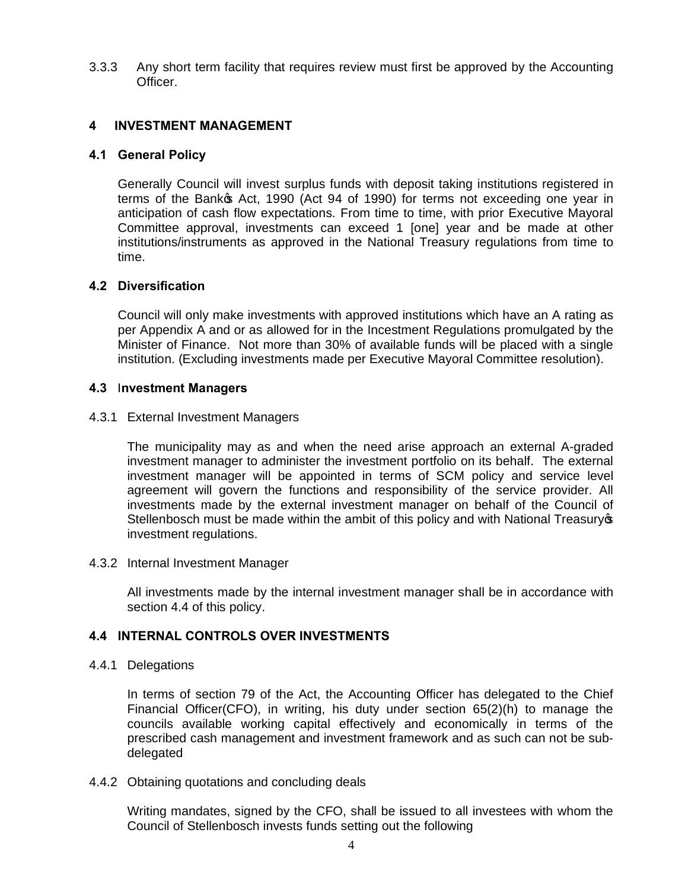3.3.3 Any short term facility that requires review must first be approved by the Accounting Officer.

## 4 INVESTMENT MANAGEMENT

### 4.1 General Policy

Generally Council will invest surplus funds with deposit taking institutions registered in terms of the Bank's Act, 1990 (Act 94 of 1990) for terms not exceeding one year in anticipation of cash flow expectations. From time to time, with prior Executive Mayoral Committee approval, investments can exceed 1 [one] year and be made at other institutions/instruments as approved in the National Treasury regulations from time to time.

### 4.2 Diversification

Council will only make investments with approved institutions which have an A rating as per Appendix A and or as allowed for in the Incestment Regulations promulgated by the Minister of Finance. Not more than 30% of available funds will be placed with a single institution. (Excluding investments made per Executive Mayoral Committee resolution).

### 4.3 Investment Managers

4.3.1 External Investment Managers

The municipality may as and when the need arise approach an external A-graded investment manager to administer the investment portfolio on its behalf. The external investment manager will be appointed in terms of SCM policy and service level agreement will govern the functions and responsibility of the service provider. All investments made by the external investment manager on behalf of the Council of Stellenbosch must be made within the ambit of this policy and with National Treasury's investment regulations.

4.3.2 Internal Investment Manager

All investments made by the internal investment manager shall be in accordance with section 4.4 of this policy.

### 4.4 INTERNAL CONTROLS OVER INVESTMENTS

4.4.1 Delegations

In terms of section 79 of the Act, the Accounting Officer has delegated to the Chief Financial Officer(CFO), in writing, his duty under section 65(2)(h) to manage the councils available working capital effectively and economically in terms of the prescribed cash management and investment framework and as such can not be sub-delegated

4.4.2 Obtaining quotations and concluding deals

Writing mandates, signed by the CFO, shall be issued to all investees with whom the Council of Stellenbosch invests funds setting out the following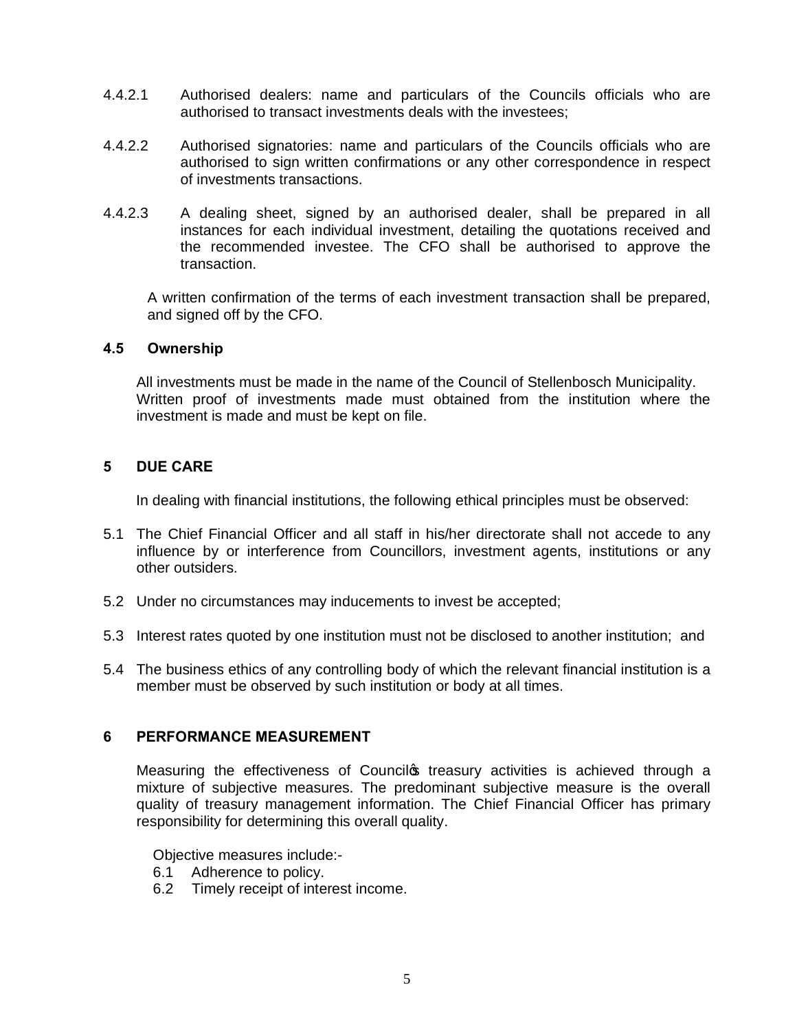4.4.2.1 Authorised dealers: name and particulars of the Councils officials who are authorised to transact investments deals with the investees;

4.4.2.2 Authorised signatories: name and particulars of the Councils officials who are authorised to sign written confirmations or any other correspondence in respect of investments transactions.

4.4.2.3 A dealing sheet, signed by an authorised dealer, shall be prepared in all instances for each individual investment, detailing the quotations received and the recommended investee. The CFO shall be authorised to approve the transaction.

A written confirmation of the terms of each investment transaction shall be prepared, and signed off by the CFO.

### 4.5 Ownership

All investments must be made in the name of the Council of Stellenbosch Municipality. Written proof of investments made must obtained from the institution where the investment is made and must be kept on file.

## 5 DUE CARE

In dealing with financial institutions, the following ethical principles must be observed:

5.1 The Chief Financial Officer and all staff in his/her directorate shall not accede to any influence by or interference from Councillors, investment agents, institutions or any other outsiders.

5.2 Under no circumstances may inducements to invest be accepted;

5.3 Interest rates quoted by one institution must not be disclosed to another institution; and

5.4 The business ethics of any controlling body of which the relevant financial institution is a member must be observed by such institution or body at all times.

## 6 PERFORMANCE MEASUREMENT

Measuring the effectiveness of Council's treasury activities is achieved through a mixture of subjective measures. The predominant subjective measure is the overall quality of treasury management information. The Chief Financial Officer has primary responsibility for determining this overall quality.

Objective measures include:-

6.1 Adherence to policy.

6.2 Timely receipt of interest income.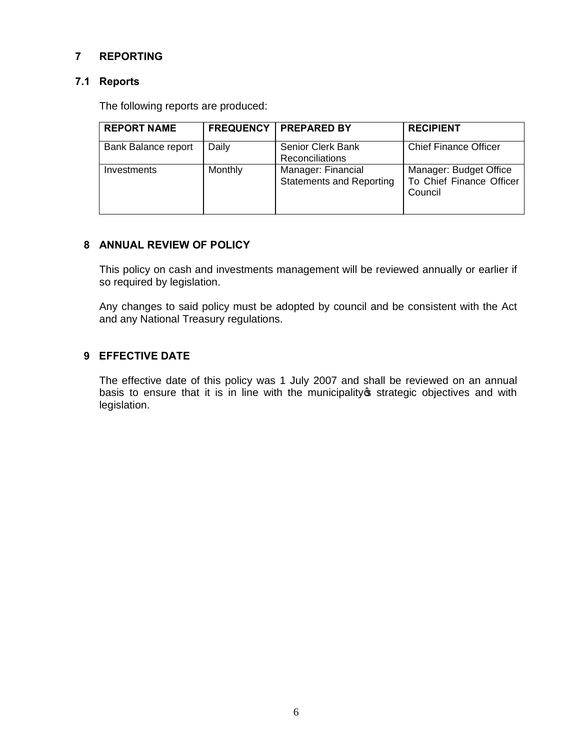## 7 REPORTING

### 7.1 Reports

The following reports are produced:

| REPORT NAME | FREQUENCY | PREPARED BY | RECIPIENT |
|---|---|---|---|
| Bank Balance report | Daily | Senior Clerk Bank Reconciliations | Chief Finance Officer |
| Investments | Monthly | Manager: Financial Statements and Reporting | Manager: Budget Office To Chief Finance Officer Council |

## 8 ANNUAL REVIEW OF POLICY

This policy on cash and investments management will be reviewed annually or earlier if so required by legislation.

Any changes to said policy must be adopted by council and be consistent with the Act and any National Treasury regulations.

## 9 EFFECTIVE DATE

The effective date of this policy was 1 July 2007 and shall be reviewed on an annual basis to ensure that it is in line with the municipality's strategic objectives and with legislation.